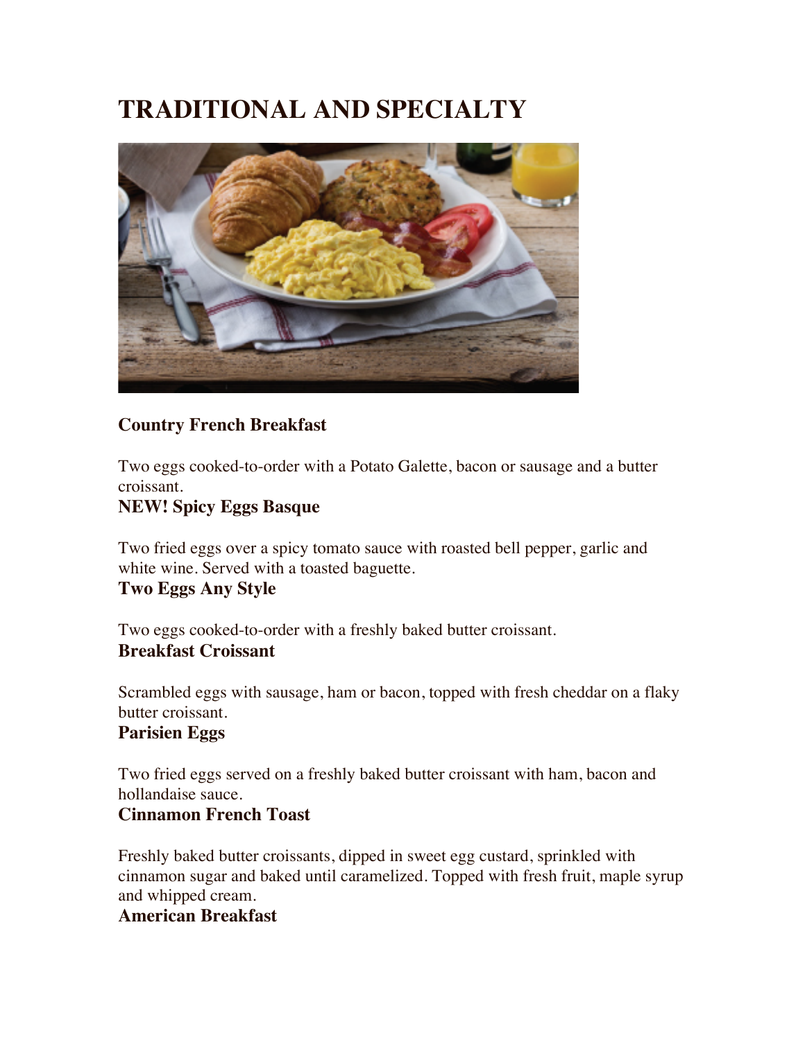# TRADITIONAL AND SPECIALTY

**Country French Breakfast**

Two eggs cooked-to-order with a Potato Galette, bacon or sausage and a butter croissant.

**NEW! Spicy Eggs Basque**

Two fried eggs over a spicy tomato sauce with roasted bell pepper, garlic and white wine. Served with a toasted baguette.

**Two Eggs Any Style**

Two eggs cooked-to-order with a freshly baked butter croissant.

**Breakfast Croissant**

Scrambled eggs with sausage, ham or bacon, topped with fresh cheddar on a flaky butter croissant.

**Parisien Eggs**

Two fried eggs served on a freshly baked butter croissant with ham, bacon and hollandaise sauce.

**Cinnamon French Toast**

Freshly baked butter croissants, dipped in sweet egg custard, sprinkled with cinnamon sugar and baked until caramelized. Topped with fresh fruit, maple syrup and whipped cream.

**American Breakfast**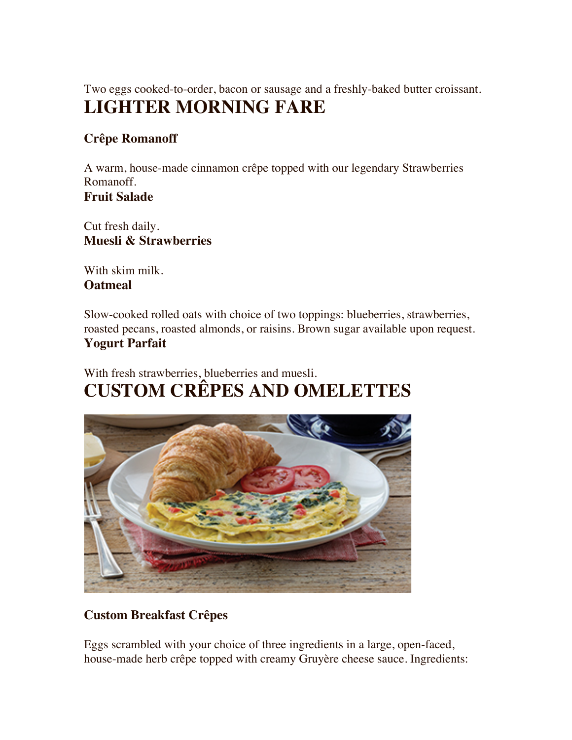Two eggs cooked-to-order, bacon or sausage and a freshly-baked butter croissant.

# LIGHTER MORNING FARE

### Crêpe Romanoff

A warm, house-made cinnamon crêpe topped with our legendary Strawberries Romanoff.

### Fruit Salade

Cut fresh daily.

### Muesli & Strawberries

With skim milk.

### Oatmeal

Slow-cooked rolled oats with choice of two toppings: blueberries, strawberries, roasted pecans, roasted almonds, or raisins. Brown sugar available upon request.

### Yogurt Parfait

With fresh strawberries, blueberries and muesli.

# CUSTOM CRÊPES AND OMELETTES

### Custom Breakfast Crêpes

Eggs scrambled with your choice of three ingredients in a large, open-faced, house-made herb crêpe topped with creamy Gruyère cheese sauce. Ingredients: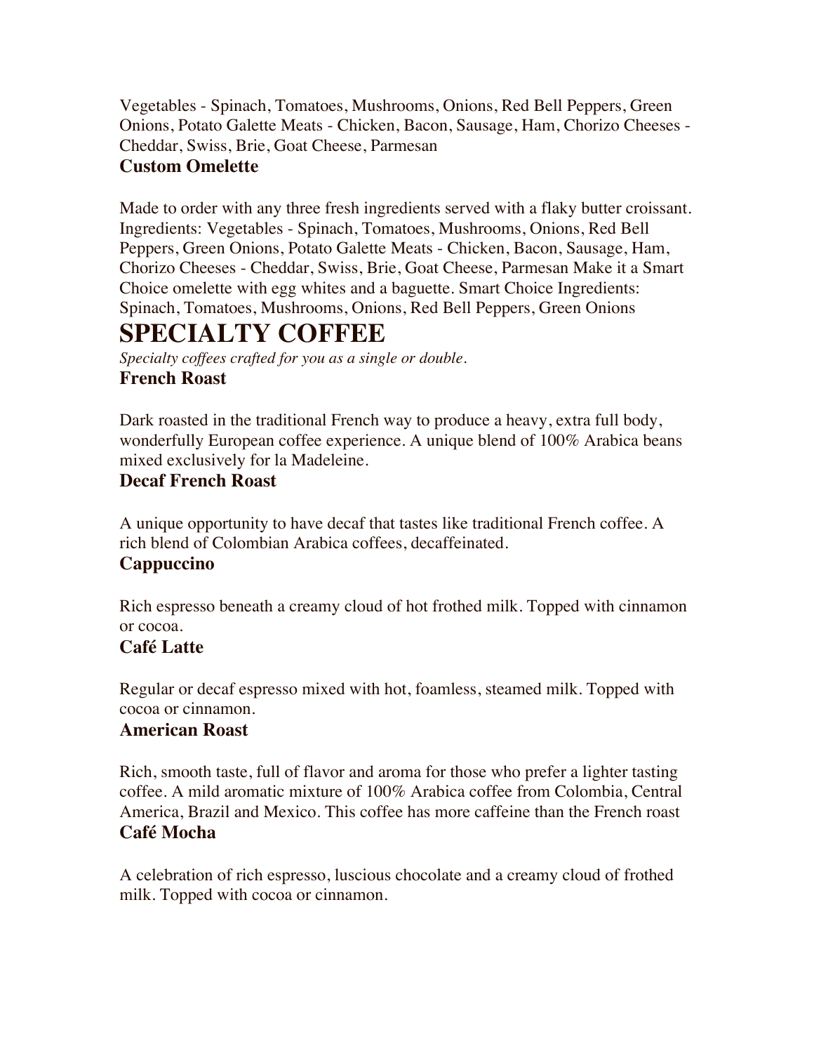Vegetables - Spinach, Tomatoes, Mushrooms, Onions, Red Bell Peppers, Green Onions, Potato Galette Meats - Chicken, Bacon, Sausage, Ham, Chorizo Cheeses - Cheddar, Swiss, Brie, Goat Cheese, Parmesan

### Custom Omelette

Made to order with any three fresh ingredients served with a flaky butter croissant. Ingredients: Vegetables - Spinach, Tomatoes, Mushrooms, Onions, Red Bell Peppers, Green Onions, Potato Galette Meats - Chicken, Bacon, Sausage, Ham, Chorizo Cheeses - Cheddar, Swiss, Brie, Goat Cheese, Parmesan Make it a Smart Choice omelette with egg whites and a baguette. Smart Choice Ingredients: Spinach, Tomatoes, Mushrooms, Onions, Red Bell Peppers, Green Onions

# SPECIALTY COFFEE

*Specialty coffees crafted for you as a single or double.*

### French Roast

Dark roasted in the traditional French way to produce a heavy, extra full body, wonderfully European coffee experience. A unique blend of 100% Arabica beans mixed exclusively for la Madeleine.

### Decaf French Roast

A unique opportunity to have decaf that tastes like traditional French coffee. A rich blend of Colombian Arabica coffees, decaffeinated.

### Cappuccino

Rich espresso beneath a creamy cloud of hot frothed milk. Topped with cinnamon or cocoa.

### Café Latte

Regular or decaf espresso mixed with hot, foamless, steamed milk. Topped with cocoa or cinnamon.

### American Roast

Rich, smooth taste, full of flavor and aroma for those who prefer a lighter tasting coffee. A mild aromatic mixture of 100% Arabica coffee from Colombia, Central America, Brazil and Mexico. This coffee has more caffeine than the French roast

### Café Mocha

A celebration of rich espresso, luscious chocolate and a creamy cloud of frothed milk. Topped with cocoa or cinnamon.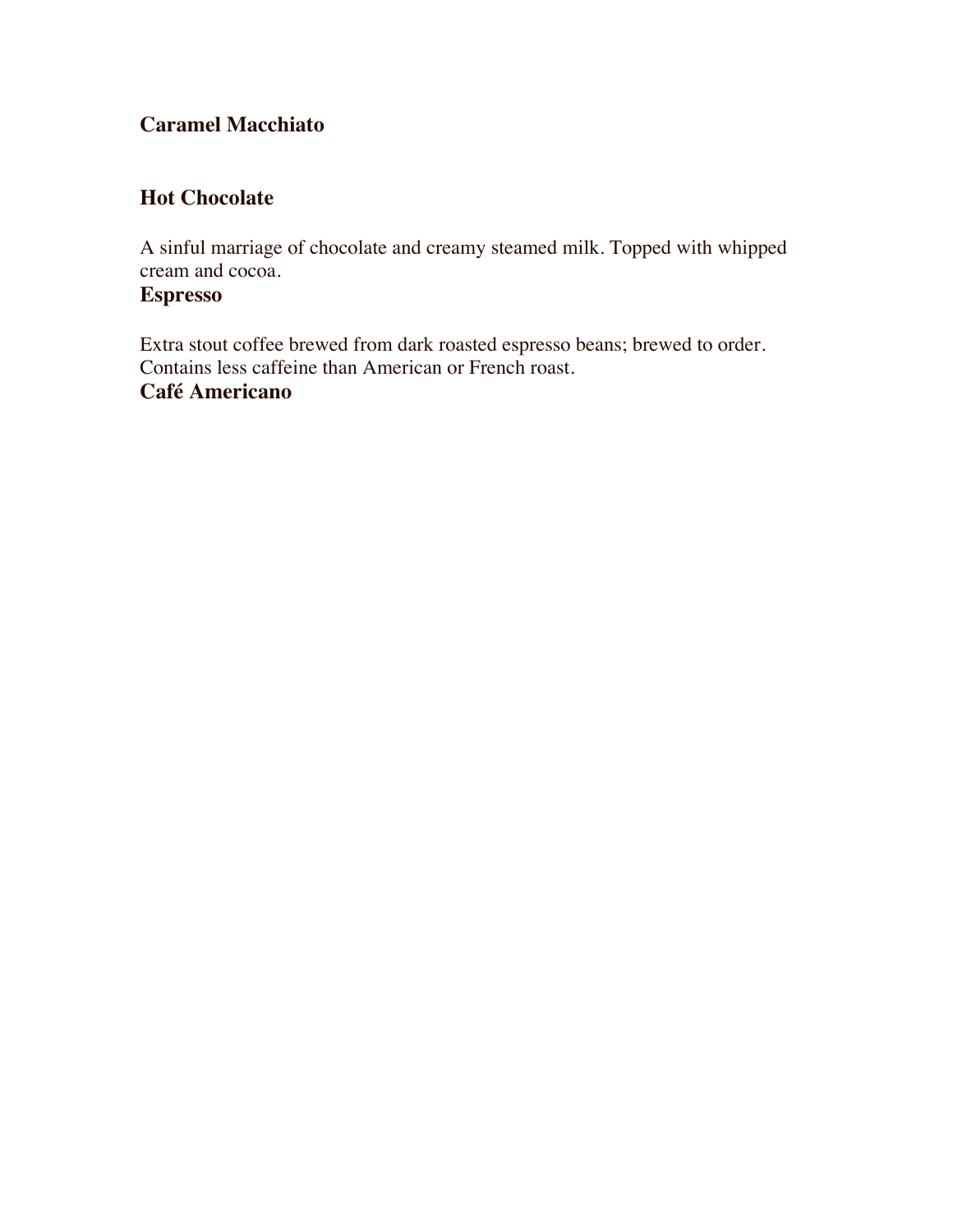### Caramel Macchiato

### Hot Chocolate

A sinful marriage of chocolate and creamy steamed milk. Topped with whipped cream and cocoa.

### Espresso

Extra stout coffee brewed from dark roasted espresso beans; brewed to order. Contains less caffeine than American or French roast.

### Café Americano